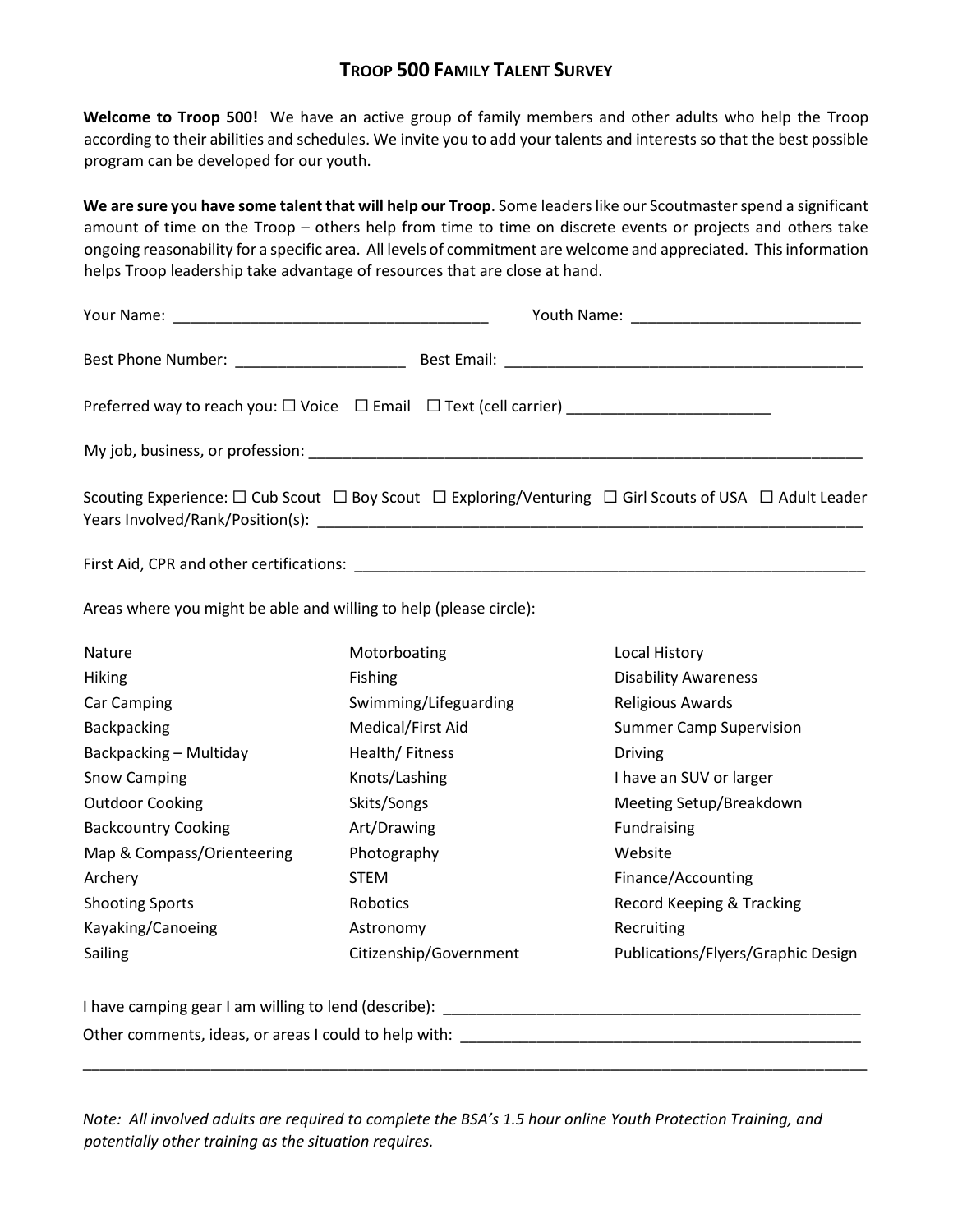# Troop 500 Family Talent Survey

**Welcome to Troop 500!** We have an active group of family members and other adults who help the Troop according to their abilities and schedules. We invite you to add your talents and interests so that the best possible program can be developed for our youth.

**We are sure you have some talent that will help our Troop**. Some leaders like our Scoutmaster spend a significant amount of time on the Troop – others help from time to time on discrete events or projects and others take ongoing reasonability for a specific area. All levels of commitment are welcome and appreciated. This information helps Troop leadership take advantage of resources that are close at hand.

Your Name: _____________________________________ Youth Name: ___________________________

Best Phone Number: ____________________ Best Email: ___________________________________________

Preferred way to reach you: ☐ Voice ☐ Email ☐ Text (cell carrier) ________________________

My job, business, or profession: ____________________________________________________________________

Scouting Experience: ☐ Cub Scout ☐ Boy Scout ☐ Exploring/Venturing ☐ Girl Scouts of USA ☐ Adult Leader
Years Involved/Rank/Position(s): _________________________________________________________________

First Aid, CPR and other certifications: _______________________________________________________________

Areas where you might be able and willing to help (please circle):

| | | |
|---|---|---|
| Nature | Motorboating | Local History |
| Hiking | Fishing | Disability Awareness |
| Car Camping | Swimming/Lifeguarding | Religious Awards |
| Backpacking | Medical/First Aid | Summer Camp Supervision |
| Backpacking – Multiday | Health/ Fitness | Driving |
| Snow Camping | Knots/Lashing | I have an SUV or larger |
| Outdoor Cooking | Skits/Songs | Meeting Setup/Breakdown |
| Backcountry Cooking | Art/Drawing | Fundraising |
| Map & Compass/Orienteering | Photography | Website |
| Archery | STEM | Finance/Accounting |
| Shooting Sports | Robotics | Record Keeping & Tracking |
| Kayaking/Canoeing | Astronomy | Recruiting |
| Sailing | Citizenship/Government | Publications/Flyers/Graphic Design |

I have camping gear I am willing to lend (describe): ___________________________________________________

Other comments, ideas, or areas I could to help with: __________________________________________________

______________________________________________________________________________________________

*Note: All involved adults are required to complete the BSA's 1.5 hour online Youth Protection Training, and potentially other training as the situation requires.*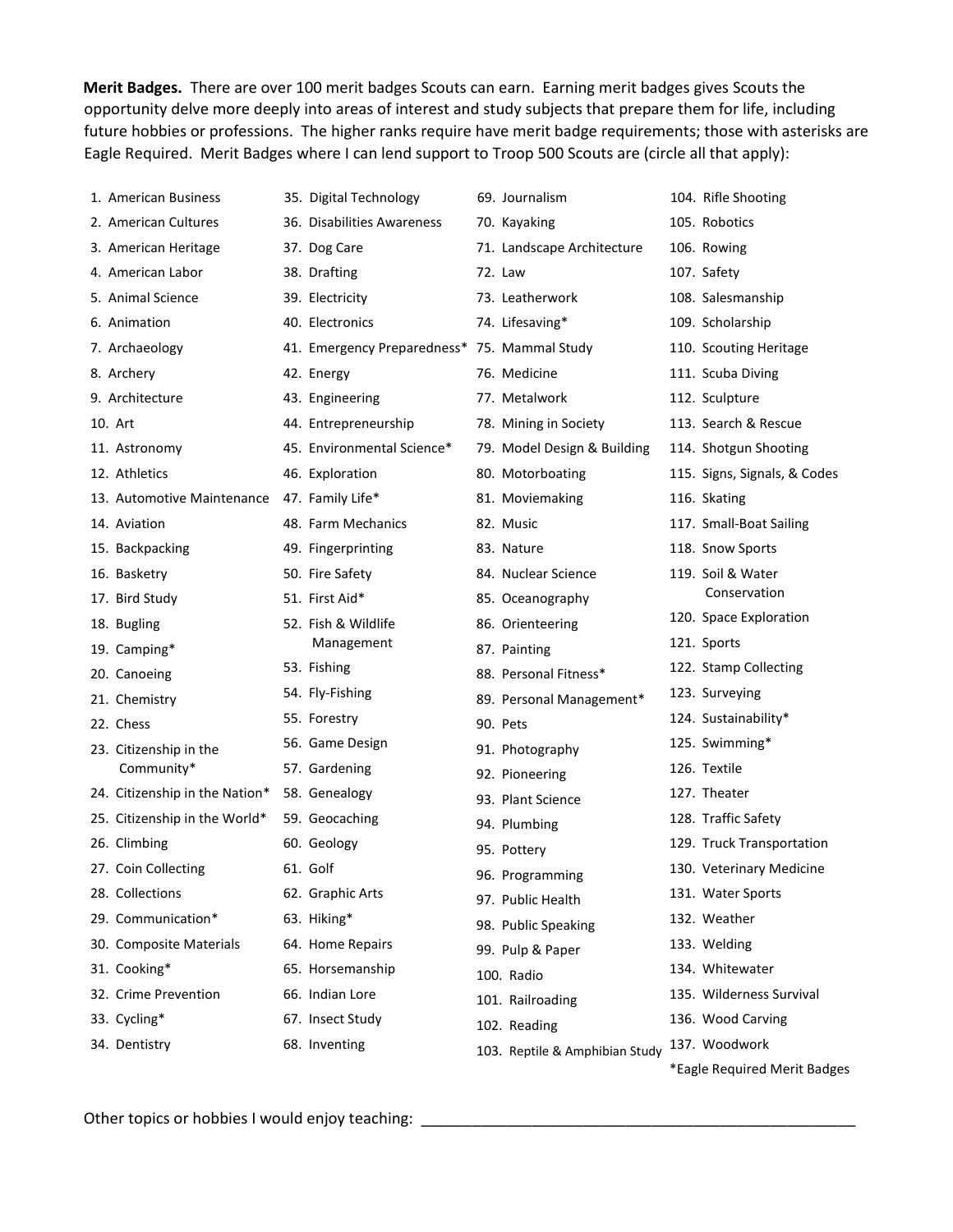**Merit Badges.** There are over 100 merit badges Scouts can earn. Earning merit badges gives Scouts the opportunity delve more deeply into areas of interest and study subjects that prepare them for life, including future hobbies or professions. The higher ranks require have merit badge requirements; those with asterisks are Eagle Required. Merit Badges where I can lend support to Troop 500 Scouts are (circle all that apply):

1. American Business
2. American Cultures
3. American Heritage
4. American Labor
5. Animal Science
6. Animation
7. Archaeology
8. Archery
9. Architecture
10. Art
11. Astronomy
12. Athletics
13. Automotive Maintenance
14. Aviation
15. Backpacking
16. Basketry
17. Bird Study
18. Bugling
19. Camping*
20. Canoeing
21. Chemistry
22. Chess
23. Citizenship in the Community*
24. Citizenship in the Nation*
25. Citizenship in the World*
26. Climbing
27. Coin Collecting
28. Collections
29. Communication*
30. Composite Materials
31. Cooking*
32. Crime Prevention
33. Cycling*
34. Dentistry
35. Digital Technology
36. Disabilities Awareness
37. Dog Care
38. Drafting
39. Electricity
40. Electronics
41. Emergency Preparedness*
42. Energy
43. Engineering
44. Entrepreneurship
45. Environmental Science*
46. Exploration
47. Family Life*
48. Farm Mechanics
49. Fingerprinting
50. Fire Safety
51. First Aid*
52. Fish & Wildlife Management
53. Fishing
54. Fly-Fishing
55. Forestry
56. Game Design
57. Gardening
58. Genealogy
59. Geocaching
60. Geology
61. Golf
62. Graphic Arts
63. Hiking*
64. Home Repairs
65. Horsemanship
66. Indian Lore
67. Insect Study
68. Inventing
69. Journalism
70. Kayaking
71. Landscape Architecture
72. Law
73. Leatherwork
74. Lifesaving*
75. Mammal Study
76. Medicine
77. Metalwork
78. Mining in Society
79. Model Design & Building
80. Motorboating
81. Moviemaking
82. Music
83. Nature
84. Nuclear Science
85. Oceanography
86. Orienteering
87. Painting
88. Personal Fitness*
89. Personal Management*
90. Pets
91. Photography
92. Pioneering
93. Plant Science
94. Plumbing
95. Pottery
96. Programming
97. Public Health
98. Public Speaking
99. Pulp & Paper
100. Radio
101. Railroading
102. Reading
103. Reptile & Amphibian Study
104. Rifle Shooting
105. Robotics
106. Rowing
107. Safety
108. Salesmanship
109. Scholarship
110. Scouting Heritage
111. Scuba Diving
112. Sculpture
113. Search & Rescue
114. Shotgun Shooting
115. Signs, Signals, & Codes
116. Skating
117. Small-Boat Sailing
118. Snow Sports
119. Soil & Water Conservation
120. Space Exploration
121. Sports
122. Stamp Collecting
123. Surveying
124. Sustainability*
125. Swimming*
126. Textile
127. Theater
128. Traffic Safety
129. Truck Transportation
130. Veterinary Medicine
131. Water Sports
132. Weather
133. Welding
134. Whitewater
135. Wilderness Survival
136. Wood Carving
137. Woodwork

*Eagle Required Merit Badges

Other topics or hobbies I would enjoy teaching: ____________________________________________________